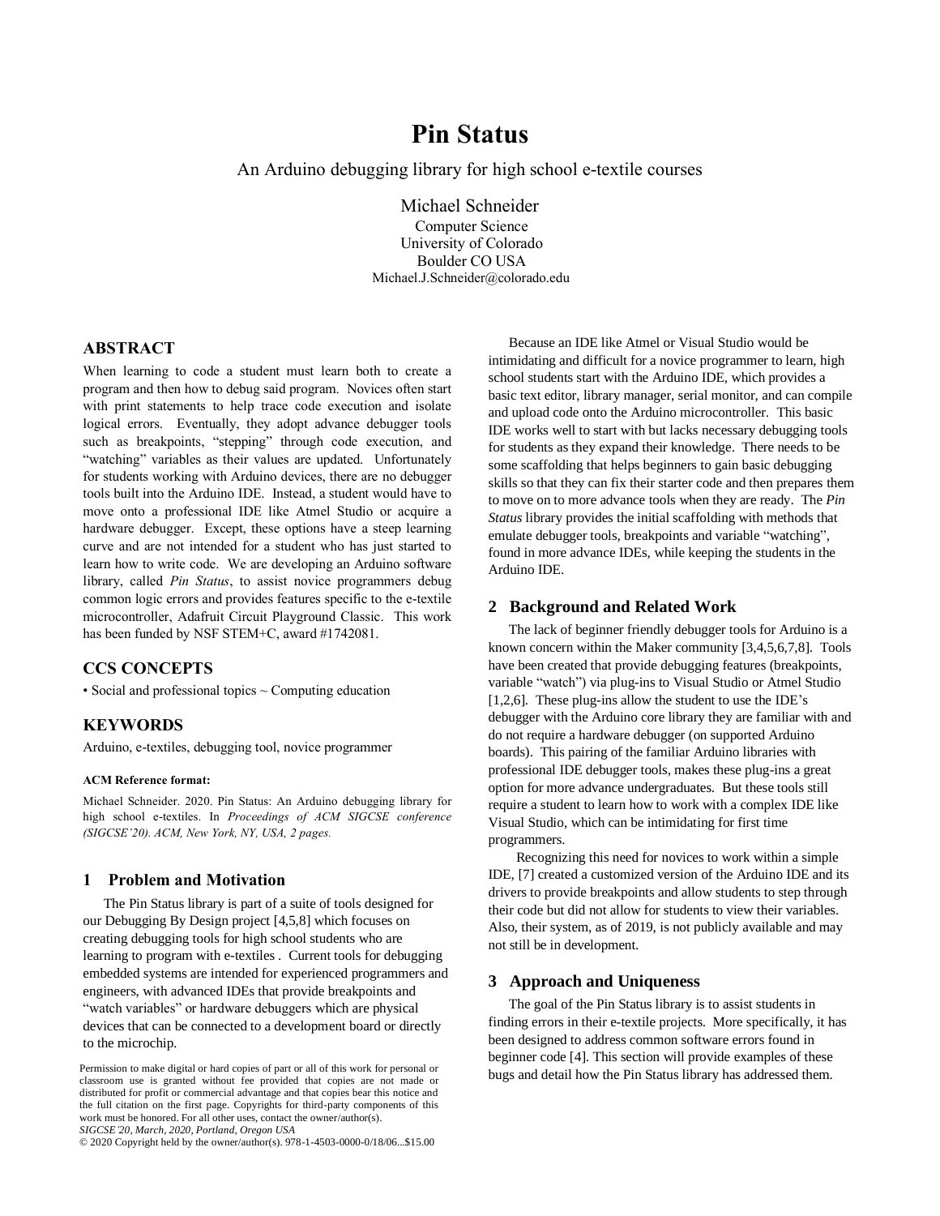# Pin Status

An Arduino debugging library for high school e-textile courses

Michael Schneider
Computer Science
University of Colorado
Boulder CO USA
Michael.J.Schneider@colorado.edu

## ABSTRACT

When learning to code a student must learn both to create a program and then how to debug said program. Novices often start with print statements to help trace code execution and isolate logical errors. Eventually, they adopt advance debugger tools such as breakpoints, "stepping" through code execution, and "watching" variables as their values are updated. Unfortunately for students working with Arduino devices, there are no debugger tools built into the Arduino IDE. Instead, a student would have to move onto a professional IDE like Atmel Studio or acquire a hardware debugger. Except, these options have a steep learning curve and are not intended for a student who has just started to learn how to write code. We are developing an Arduino software library, called *Pin Status*, to assist novice programmers debug common logic errors and provides features specific to the e-textile microcontroller, Adafruit Circuit Playground Classic. This work has been funded by NSF STEM+C, award #1742081.

## CCS CONCEPTS

• Social and professional topics ~ Computing education

## KEYWORDS

Arduino, e-textiles, debugging tool, novice programmer

**ACM Reference format:**

Michael Schneider. 2020. Pin Status: An Arduino debugging library for high school e-textiles. In *Proceedings of ACM SIGCSE conference (SIGCSE'20). ACM, New York, NY, USA, 2 pages.*

## 1 Problem and Motivation

The Pin Status library is part of a suite of tools designed for our Debugging By Design project [4,5,8] which focuses on creating debugging tools for high school students who are learning to program with e-textiles . Current tools for debugging embedded systems are intended for experienced programmers and engineers, with advanced IDEs that provide breakpoints and "watch variables" or hardware debuggers which are physical devices that can be connected to a development board or directly to the microchip.

Because an IDE like Atmel or Visual Studio would be intimidating and difficult for a novice programmer to learn, high school students start with the Arduino IDE, which provides a basic text editor, library manager, serial monitor, and can compile and upload code onto the Arduino microcontroller. This basic IDE works well to start with but lacks necessary debugging tools for students as they expand their knowledge. There needs to be some scaffolding that helps beginners to gain basic debugging skills so that they can fix their starter code and then prepares them to move on to more advance tools when they are ready. The *Pin Status* library provides the initial scaffolding with methods that emulate debugger tools, breakpoints and variable "watching", found in more advance IDEs, while keeping the students in the Arduino IDE.

## 2 Background and Related Work

The lack of beginner friendly debugger tools for Arduino is a known concern within the Maker community [3,4,5,6,7,8]. Tools have been created that provide debugging features (breakpoints, variable "watch") via plug-ins to Visual Studio or Atmel Studio [1,2,6]. These plug-ins allow the student to use the IDE's debugger with the Arduino core library they are familiar with and do not require a hardware debugger (on supported Arduino boards). This pairing of the familiar Arduino libraries with professional IDE debugger tools, makes these plug-ins a great option for more advance undergraduates. But these tools still require a student to learn how to work with a complex IDE like Visual Studio, which can be intimidating for first time programmers.

Recognizing this need for novices to work within a simple IDE, [7] created a customized version of the Arduino IDE and its drivers to provide breakpoints and allow students to step through their code but did not allow for students to view their variables. Also, their system, as of 2019, is not publicly available and may not still be in development.

## 3 Approach and Uniqueness

The goal of the Pin Status library is to assist students in finding errors in their e-textile projects. More specifically, it has been designed to address common software errors found in beginner code [4]. This section will provide examples of these bugs and detail how the Pin Status library has addressed them.

Permission to make digital or hard copies of part or all of this work for personal or classroom use is granted without fee provided that copies are not made or distributed for profit or commercial advantage and that copies bear this notice and the full citation on the first page. Copyrights for third-party components of this work must be honored. For all other uses, contact the owner/author(s).
*SIGCSE'20, March, 2020, Portland, Oregon USA*
© 2020 Copyright held by the owner/author(s). 978-1-4503-0000-0/18/06...$15.00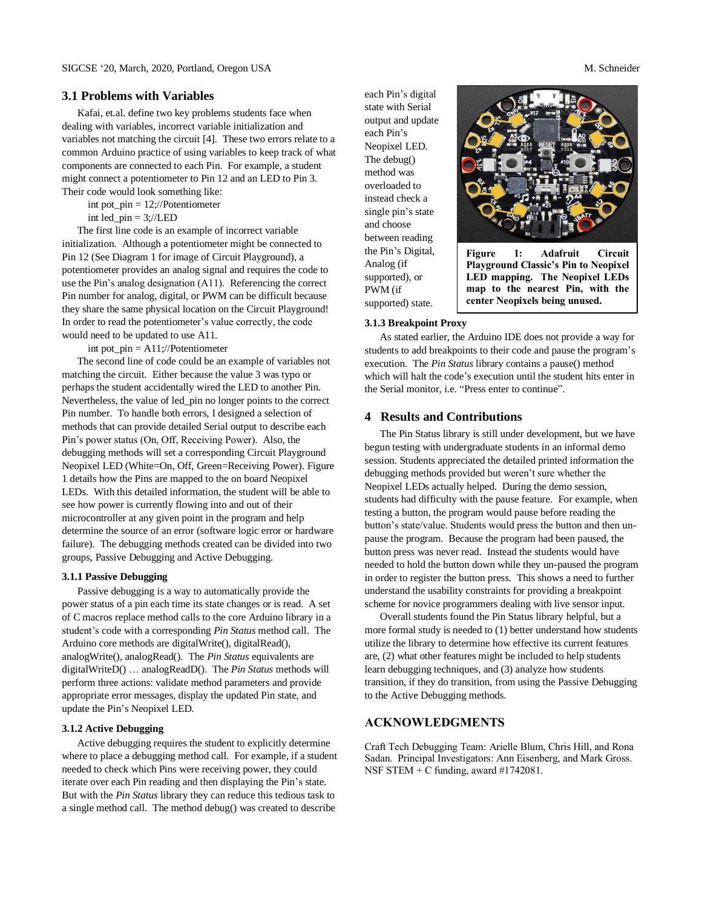## 3.1 Problems with Variables

Kafai, et.al. define two key problems students face when dealing with variables, incorrect variable initialization and variables not matching the circuit [4]. These two errors relate to a common Arduino practice of using variables to keep track of what components are connected to each Pin. For example, a student might connect a potentiometer to Pin 12 and an LED to Pin 3. Their code would look something like:

```
int pot_pin = 12;//Potentiometer
int led_pin = 3;//LED
```

The first line code is an example of incorrect variable initialization. Although a potentiometer might be connected to Pin 12 (See Diagram 1 for image of Circuit Playground), a potentiometer provides an analog signal and requires the code to use the Pin's analog designation (A11). Referencing the correct Pin number for analog, digital, or PWM can be difficult because they share the same physical location on the Circuit Playground! In order to read the potentiometer's value correctly, the code would need to be updated to use A11.

```
int pot_pin = A11;//Potentiometer
```

The second line of code could be an example of variables not matching the circuit. Either because the value 3 was typo or perhaps the student accidentally wired the LED to another Pin. Nevertheless, the value of led_pin no longer points to the correct Pin number. To handle both errors, I designed a selection of methods that can provide detailed Serial output to describe each Pin's power status (On, Off, Receiving Power). Also, the debugging methods will set a corresponding Circuit Playground Neopixel LED (White=On, Off, Green=Receiving Power). Figure 1 details how the Pins are mapped to the on board Neopixel LEDs. With this detailed information, the student will be able to see how power is currently flowing into and out of their microcontroller at any given point in the program and help determine the source of an error (software logic error or hardware failure). The debugging methods created can be divided into two groups, Passive Debugging and Active Debugging.

### 3.1.1 Passive Debugging

Passive debugging is a way to automatically provide the power status of a pin each time its state changes or is read. A set of C macros replace method calls to the core Arduino library in a student's code with a corresponding *Pin Status* method call. The Arduino core methods are digitalWrite(), digitalRead(), analogWrite(), analogRead(). The *Pin Status* equivalents are digitalWriteD() … analogReadD(). The *Pin Status* methods will perform three actions: validate method parameters and provide appropriate error messages, display the updated Pin state, and update the Pin's Neopixel LED.

### 3.1.2 Active Debugging

Active debugging requires the student to explicitly determine where to place a debugging method call. For example, if a student needed to check which Pins were receiving power, they could iterate over each Pin reading and then displaying the Pin's state. But with the *Pin Status* library they can reduce this tedious task to a single method call. The method debug() was created to describe each Pin's digital state with Serial output and update each Pin's Neopixel LED. The debug() method was overloaded to instead check a single pin's state and choose between reading the Pin's Digital, Analog (if supported), or PWM (if supported) state.

**Figure 1: Adafruit Circuit Playground Classic's Pin to Neopixel LED mapping. The Neopixel LEDs map to the nearest Pin, with the center Neopixels being unused.**

### 3.1.3 Breakpoint Proxy

As stated earlier, the Arduino IDE does not provide a way for students to add breakpoints to their code and pause the program's execution. The *Pin Status* library contains a pause() method which will halt the code's execution until the student hits enter in the Serial monitor, i.e. "Press enter to continue".

## 4 Results and Contributions

The Pin Status library is still under development, but we have begun testing with undergraduate students in an informal demo session. Students appreciated the detailed printed information the debugging methods provided but weren't sure whether the Neopixel LEDs actually helped. During the demo session, students had difficulty with the pause feature. For example, when testing a button, the program would pause before reading the button's state/value. Students would press the button and then un-pause the program. Because the program had been paused, the button press was never read. Instead the students would have needed to hold the button down while they un-paused the program in order to register the button press. This shows a need to further understand the usability constraints for providing a breakpoint scheme for novice programmers dealing with live sensor input.

Overall students found the Pin Status library helpful, but a more formal study is needed to (1) better understand how students utilize the library to determine how effective its current features are, (2) what other features might be included to help students learn debugging techniques, and (3) analyze how students transition, if they do transition, from using the Passive Debugging to the Active Debugging methods.

## ACKNOWLEDGMENTS

Craft Tech Debugging Team: Arielle Blum, Chris Hill, and Rona Sadan. Principal Investigators: Ann Eisenberg, and Mark Gross. NSF STEM + C funding, award #1742081.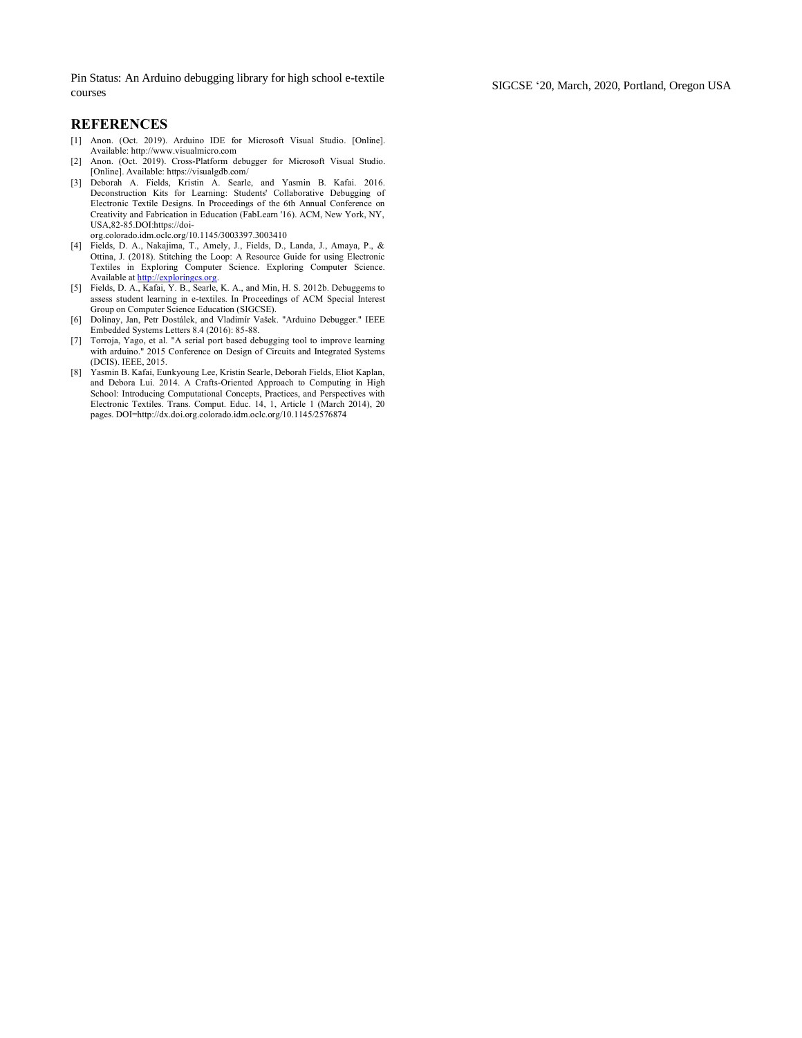## REFERENCES

[1] Anon. (Oct. 2019). Arduino IDE for Microsoft Visual Studio. [Online]. Available: http://www.visualmicro.com

[2] Anon. (Oct. 2019). Cross-Platform debugger for Microsoft Visual Studio. [Online]. Available: https://visualgdb.com/

[3] Deborah A. Fields, Kristin A. Searle, and Yasmin B. Kafai. 2016. Deconstruction Kits for Learning: Students' Collaborative Debugging of Electronic Textile Designs. In Proceedings of the 6th Annual Conference on Creativity and Fabrication in Education (FabLearn '16). ACM, New York, NY, USA,82-85.DOI:https://doi-org.colorado.idm.oclc.org/10.1145/3003397.3003410

[4] Fields, D. A., Nakajima, T., Amely, J., Fields, D., Landa, J., Amaya, P., & Ottina, J. (2018). Stitching the Loop: A Resource Guide for using Electronic Textiles in Exploring Computer Science. Exploring Computer Science. Available at http://exploringcs.org.

[5] Fields, D. A., Kafai, Y. B., Searle, K. A., and Min, H. S. 2012b. Debuggems to assess student learning in e-textiles. In Proceedings of ACM Special Interest Group on Computer Science Education (SIGCSE).

[6] Dolinay, Jan, Petr Dostálek, and Vladimír Vašek. "Arduino Debugger." IEEE Embedded Systems Letters 8.4 (2016): 85-88.

[7] Torroja, Yago, et al. "A serial port based debugging tool to improve learning with arduino." 2015 Conference on Design of Circuits and Integrated Systems (DCIS). IEEE, 2015.

[8] Yasmin B. Kafai, Eunkyoung Lee, Kristin Searle, Deborah Fields, Eliot Kaplan, and Debora Lui. 2014. A Crafts-Oriented Approach to Computing in High School: Introducing Computational Concepts, Practices, and Perspectives with Electronic Textiles. Trans. Comput. Educ. 14, 1, Article 1 (March 2014), 20 pages. DOI=http://dx.doi.org.colorado.idm.oclc.org/10.1145/2576874